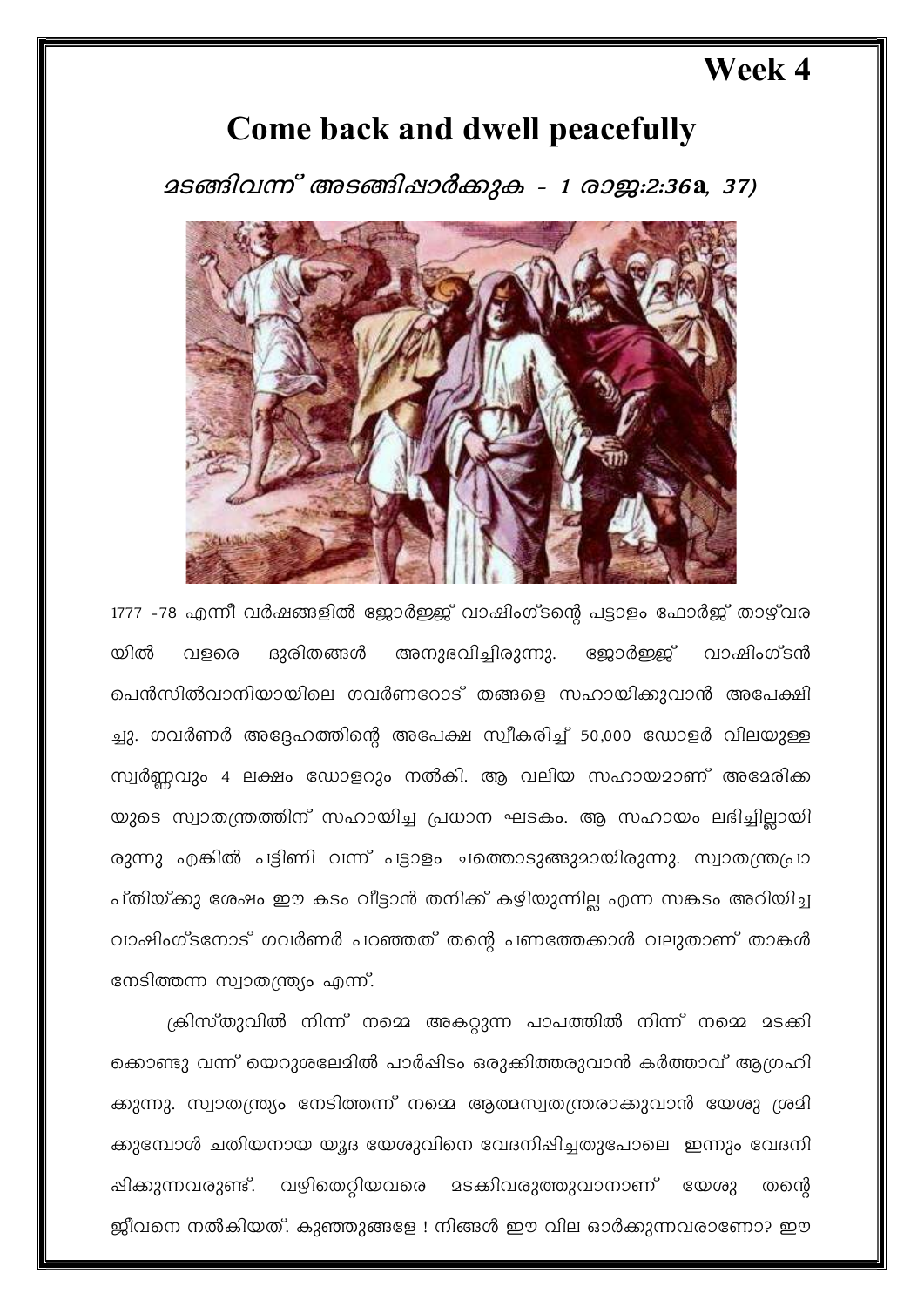# Week 4

## Come back and dwell peacefully

### *മടങ്ങിവന്ന് അടങ്ങിപ്പാർക്കുക - 1 രാജ:2:36a, 37)*

1777 -78 എന്നീ വർഷങ്ങളിൽ ജോർജ്ജ് വാഷിംഗ്ടന്റെ പട്ടാളം ഫോർജ് താഴ്വരയിൽ വളരെ ദുരിതങ്ങൾ അനുഭവിച്ചിരുന്നു. ജോർജ്ജ് വാഷിംഗ്ടൻ പെൻസിൽവാനിയായിലെ ഗവർണറോട് തങ്ങളെ സഹായിക്കുവാൻ അപേക്ഷിച്ചു. ഗവർണർ അദ്ദേഹത്തിന്റെ അപേക്ഷ സ്വീകരിച്ച് 50,000 ഡോളർ വിലയുള്ള സ്വർണ്ണവും 4 ലക്ഷം ഡോളറും നൽകി. ആ വലിയ സഹായമാണ് അമേരിക്കയുടെ സ്വാതന്ത്രത്തിന് സഹായിച്ച പ്രധാന ഘടകം. ആ സഹായം ലഭിച്ചില്ലായിരുന്നു എങ്കിൽ പട്ടിണി വന്ന് പട്ടാളം ചത്തൊടുങ്ങുമായിരുന്നു. സ്വാതന്ത്രപ്രാപ്തിയ്ക്കു ശേഷം ഈ കടം വീട്ടാൻ തനിക്ക് കഴിയുന്നില്ല എന്ന സങ്കടം അറിയിച്ച വാഷിംഗ്ടനോട് ഗവർണർ പറഞ്ഞത് തന്റെ പണത്തേക്കാൾ വലുതാണ് താങ്കൾ നേടിത്തന്ന സ്വാതന്ത്ര്യം എന്ന്.

ക്രിസ്തുവിൽ നിന്ന് നമ്മെ അകറ്റുന്ന പാപത്തിൽ നിന്ന് നമ്മെ മടക്കികൊണ്ടു വന്ന് യെറുശലേമിൽ പാർപ്പിടം ഒരുക്കിത്തരുവാൻ കർത്താവ് ആഗ്രഹിക്കുന്നു. സ്വാതന്ത്ര്യം നേടിത്തന്ന് നമ്മെ ആത്മസ്വതന്ത്രരാക്കുവാൻ യേശു ശ്രമിക്കുമ്പോൾ ചതിയനായ യൂദ യേശുവിനെ വേദനിപ്പിച്ചതുപോലെ ഇന്നും വേദനിപ്പിക്കുന്നവരുണ്ട്. വഴിതെറ്റിയവരെ മടക്കിവരുത്തുവാനാണ് യേശു തന്റെ ജീവനെ നൽകിയത്. കുഞ്ഞുങ്ങളേ ! നിങ്ങൾ ഈ വില ഓർക്കുന്നവരാണോ? ഈ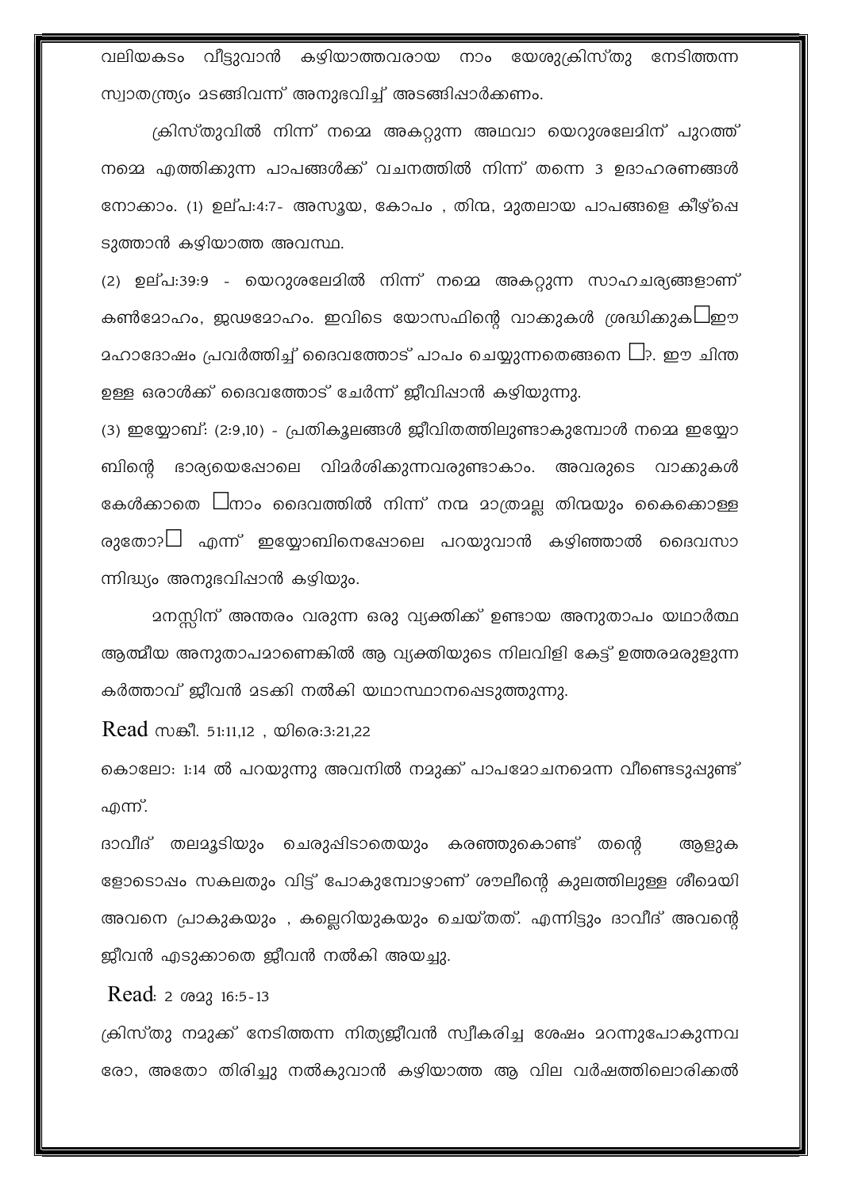വലിയകടം വീട്ടുവാൻ കഴിയാത്തവരായ നാം യേശുക്രിസ്തു നേടിത്തന്ന സ്വാതന്ത്ര്യം മടങ്ങിവന്ന് അനുഭവിച്ച് അടങ്ങിപ്പാർക്കണം.

ക്രിസ്തുവിൽ നിന്ന് നമ്മെ അകറ്റുന്ന അഥവാ യെറുശലേമിന് പുറത്ത് നമ്മെ എത്തിക്കുന്ന പാപങ്ങൾക്ക് വചനത്തിൽ നിന്ന് തന്നെ 3 ഉദാഹരണങ്ങൾ നോക്കാം. (1) ഉല്പ:4:7- അസൂയ, കോപം , തിന്മ, മുതലായ പാപങ്ങളെ കീഴ്പ്പെടുത്താൻ കഴിയാത്ത അവസ്ഥ.

(2) ഉല്പ:39:9 - യെറുശലേമിൽ നിന്ന് നമ്മെ അകറ്റുന്ന സാഹചര്യങ്ങളാണ് കൺമോഹം, ജഡമോഹം. ഇവിടെ യോസഫിന്റെ വാക്കുകൾ ശ്രദ്ധിക്കുക□ഈ മഹാദോഷം പ്രവർത്തിച്ച് ദൈവത്തോട് പാപം ചെയ്യുന്നതെങ്ങനെ □?. ഈ ചിന്ത ഉള്ള ഒരാൾക്ക് ദൈവത്തോട് ചേർന്ന് ജീവിപ്പാൻ കഴിയുന്നു.

(3) ഇയ്യോബ്: (2:9,10) - പ്രതികൂലങ്ങൾ ജീവിതത്തിലുണ്ടാകുമ്പോൾ നമ്മെ ഇയ്യോബിന്റെ ഭാര്യയെപ്പോലെ വിമർശിക്കുന്നവരുണ്ടാകാം. അവരുടെ വാക്കുകൾ കേൾക്കാതെ □നാം ദൈവത്തിൽ നിന്ന് നന്മ മാത്രമല്ല തിന്മയും കൈക്കൊള്ളരുതോ?□ എന്ന് ഇയ്യോബിനെപ്പോലെ പറയുവാൻ കഴിഞ്ഞാൽ ദൈവസാന്നിദ്ധ്യം അനുഭവിപ്പാൻ കഴിയും.

മനസ്സിന് അന്തരം വരുന്ന ഒരു വ്യക്തിക്ക് ഉണ്ടായ അനുതാപം യഥാർത്ഥ ആത്മീയ അനുതാപമാണെങ്കിൽ ആ വ്യക്തിയുടെ നിലവിളി കേട്ട് ഉത്തരമരുളുന്ന കർത്താവ് ജീവൻ മടക്കി നൽകി യഥാസ്ഥാനപ്പെടുത്തുന്നു.

Read സങ്കീ. 51:11,12 , യിരെ:3:21,22

കൊലോ: 1:14 ൽ പറയുന്നു അവനിൽ നമുക്ക് പാപമോചനമെന്ന വീണ്ടെടുപ്പുണ്ട് എന്ന്.

ദാവീദ് തലമൂടിയും ചെരുപ്പിടാതെയും കരഞ്ഞുകൊണ്ട് തന്റെ ആളുകളോടൊപ്പം സകലതും വിട്ട് പോകുമ്പോഴാണ് ശൗലിന്റെ കുലത്തിലുള്ള ശീമെയി അവനെ പ്രാകുകയും , കല്ലെറിയുകയും ചെയ്തത്. എന്നിട്ടും ദാവീദ് അവന്റെ ജീവൻ എടുക്കാതെ ജീവൻ നൽകി അയച്ചു.

Read: 2 ശമു 16:5-13

ക്രിസ്തു നമുക്ക് നേടിത്തന്ന നിത്യജീവൻ സ്വീകരിച്ച ശേഷം മറന്നുപോകുന്നവരോ, അതോ തിരിച്ചു നൽകുവാൻ കഴിയാത്ത ആ വില വർഷത്തിലൊരിക്കൽ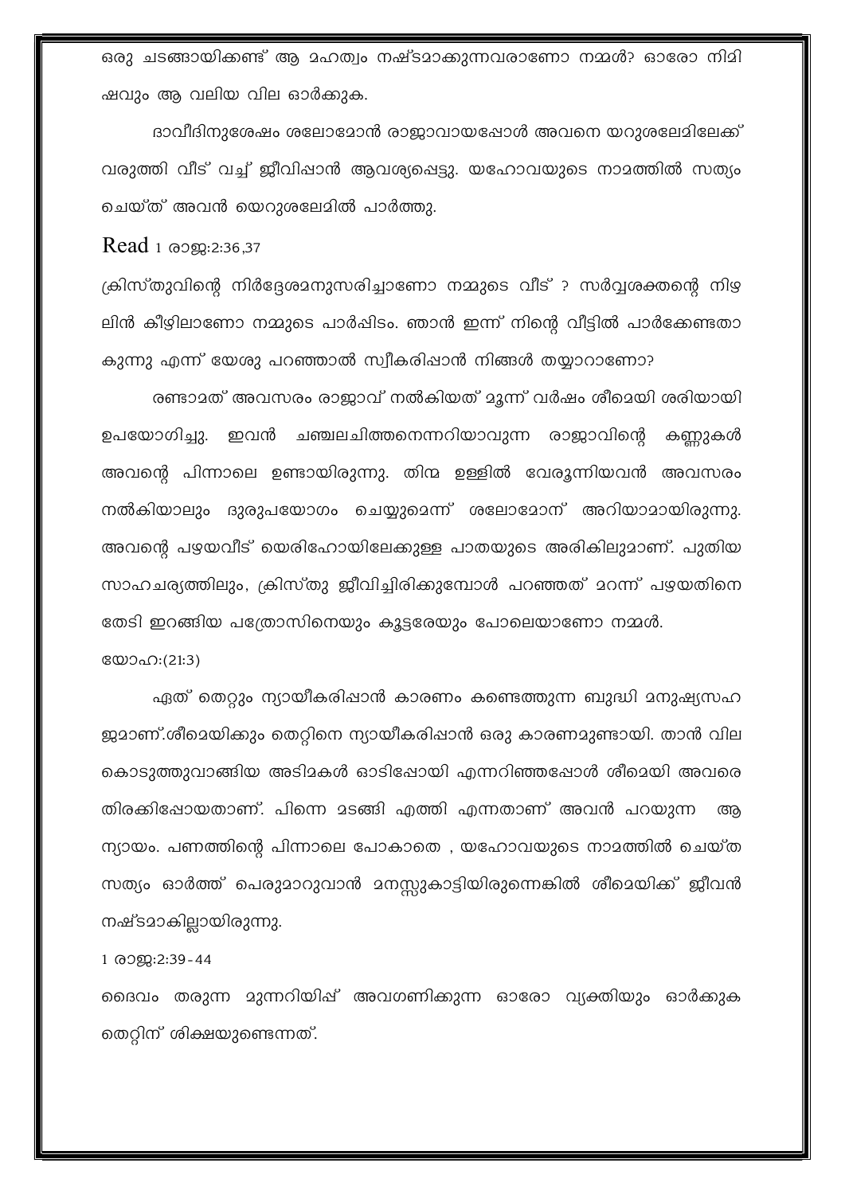ഒരു ചടങ്ങായിക്കണ്ട് ആ മഹത്വം നഷ്ടമാക്കുന്നവരാണോ നമ്മൾ? ഓരോ നിമിഷവും ആ വലിയ വില ഓർക്കുക.

ദാവീദിനുശേഷം ശലോമോൻ രാജാവായപ്പോൾ അവനെ യറുശലേമിലേക്ക് വരുത്തി വീട് വച്ച് ജീവിപ്പാൻ ആവശ്യപ്പെട്ടു. യഹോവയുടെ നാമത്തിൽ സത്യം ചെയ്ത് അവൻ യെറുശലേമിൽ പാർത്തു.

Read 1 രാജ:2:36,37

ക്രിസ്തുവിന്റെ നിർദ്ദേശമനുസരിച്ചാണോ നമ്മുടെ വീട് ? സർവ്വശക്തന്റെ നിഴലിൻ കീഴിലാണോ നമ്മുടെ പാർപ്പിടം. ഞാൻ ഇന്ന് നിന്റെ വീട്ടിൽ പാർക്കേണ്ടതാകുന്നു എന്ന് യേശു പറഞ്ഞാൽ സ്വീകരിപ്പാൻ നിങ്ങൾ തയ്യാറാണോ?

രണ്ടാമത് അവസരം രാജാവ് നൽകിയത് മൂന്ന് വർഷം ശീമെയി ശരിയായി ഉപയോഗിച്ചു. ഇവൻ ചഞ്ചലചിത്തനെന്നറിയാവുന്ന രാജാവിന്റെ കണ്ണുകൾ അവന്റെ പിന്നാലെ ഉണ്ടായിരുന്നു. തിന്മ ഉള്ളിൽ വേരൂന്നിയവൻ അവസരം നൽകിയാലും ദുരുപയോഗം ചെയ്യുമെന്ന് ശലോമോന് അറിയാമായിരുന്നു. അവന്റെ പഴയവീട് യെരിഹോയിലേക്കുള്ള പാതയുടെ അരികിലുമാണ്. പുതിയ സാഹചര്യത്തിലും, ക്രിസ്തു ജീവിച്ചിരിക്കുമ്പോൾ പറഞ്ഞത് മറന്ന് പഴയതിനെ തേടി ഇറങ്ങിയ പത്രോസിനെയും കൂട്ടരേയും പോലെയാണോ നമ്മൾ.

യോഹ:(21:3)

ഏത് തെറ്റും ന്യായീകരിപ്പാൻ കാരണം കണ്ടെത്തുന്ന ബുദ്ധി മനുഷ്യസഹജമാണ്.ശീമെയിക്കും തെറ്റിനെ ന്യായീകരിപ്പാൻ ഒരു കാരണമുണ്ടായി. താൻ വില കൊടുത്തുവാങ്ങിയ അടിമകൾ ഓടിപ്പോയി എന്നറിഞ്ഞപ്പോൾ ശീമെയി അവരെ തിരക്കിപ്പോയതാണ്. പിന്നെ മടങ്ങി എത്തി എന്നതാണ് അവൻ പറയുന്ന ആ ന്യായം. പണത്തിന്റെ പിന്നാലെ പോകാതെ , യഹോവയുടെ നാമത്തിൽ ചെയ്ത സത്യം ഓർത്ത് പെരുമാറുവാൻ മനസ്സുകാട്ടിയിരുന്നെങ്കിൽ ശീമെയിക്ക് ജീവൻ നഷ്ടമാകില്ലായിരുന്നു.

1 രാജ:2:39-44

ദൈവം തരുന്ന മുന്നറിയിപ്പ് അവഗണിക്കുന്ന ഓരോ വ്യക്തിയും ഓർക്കുക തെറ്റിന് ശിക്ഷയുണ്ടെന്നത്.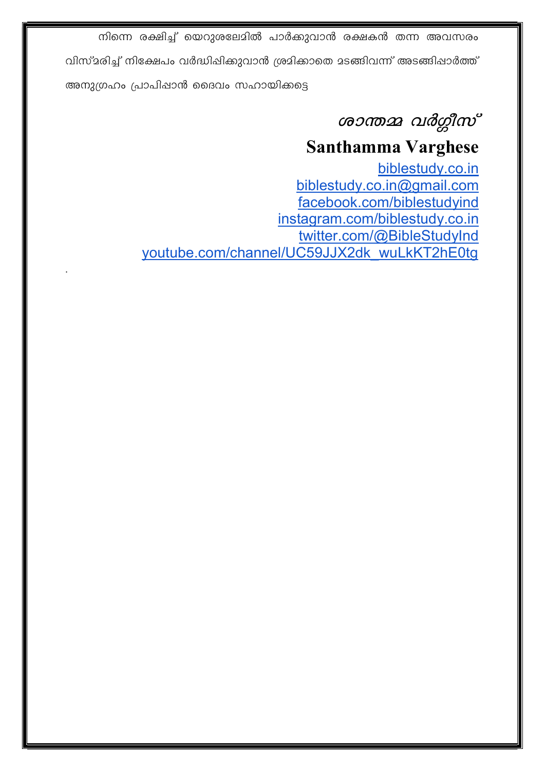നിന്നെ രക്ഷിച്ച് യെറുശലേമിൽ പാർക്കുവാൻ രക്ഷകൻ തന്ന അവസരം വിസ്മരിച്ച് നിക്ഷേപം വർദ്ധിപ്പിക്കുവാൻ ശ്രമിക്കാതെ മടങ്ങിവന്ന് അടങ്ങിപ്പാർത്ത് അനുഗ്രഹം പ്രാപിപ്പാൻ ദൈവം സഹായിക്കട്ടെ

*ശാന്തമ്മ വർഗ്ഗീസ്*

**Santhamma Varghese**

biblestudy.co.in
biblestudy.co.in@gmail.com
facebook.com/biblestudyind
instagram.com/biblestudy.co.in
twitter.com/@BibleStudyInd
youtube.com/channel/UC59JJX2dk_wuLkKT2hE0tg